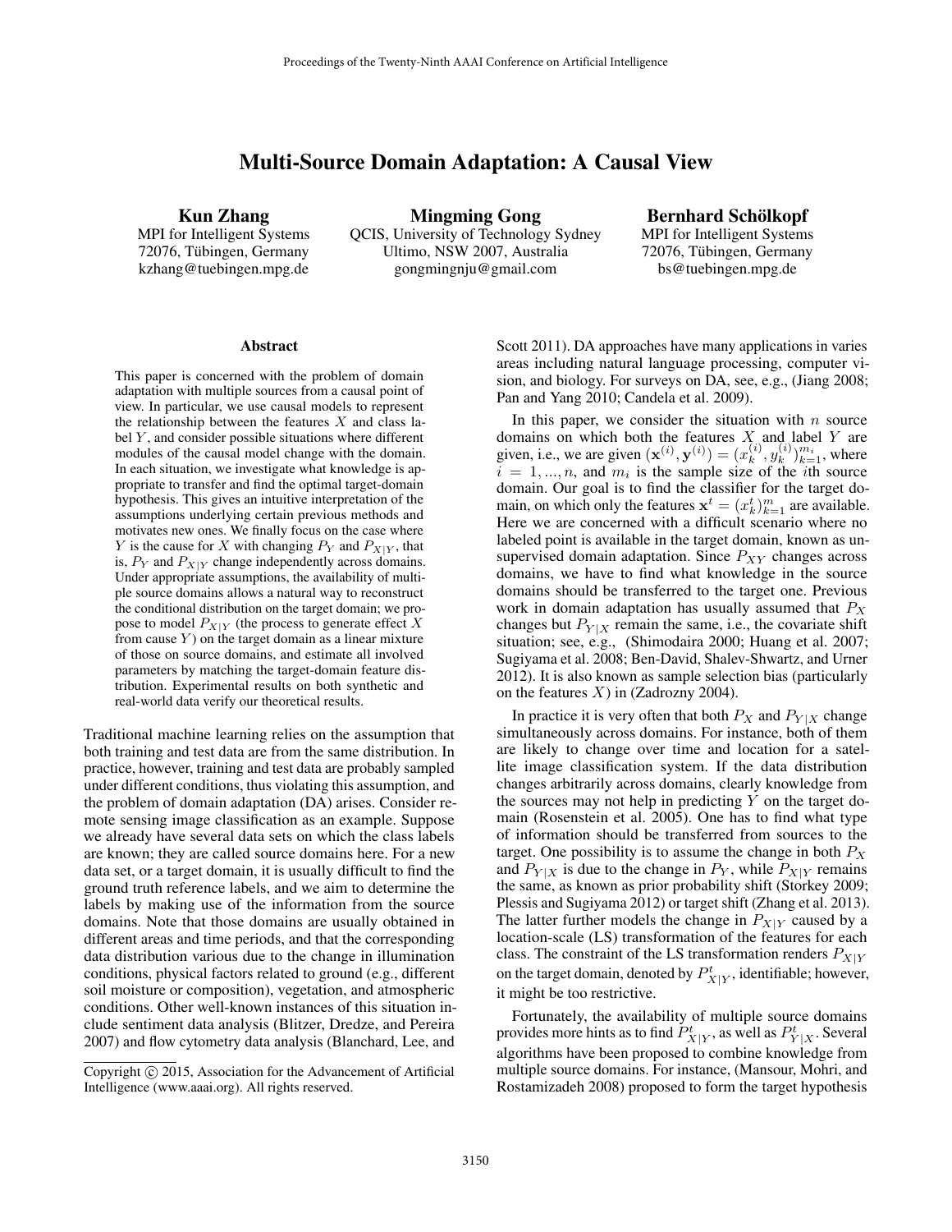# Multi-Source Domain Adaptation: A Causal View

**Kun Zhang**
MPI for Intelligent Systems
72076, Tübingen, Germany
kzhang@tuebingen.mpg.de

**Mingming Gong**
QCIS, University of Technology Sydney
Ultimo, NSW 2007, Australia
gongmingnju@gmail.com

**Bernhard Schölkopf**
MPI for Intelligent Systems
72076, Tübingen, Germany
bs@tuebingen.mpg.de

## Abstract

This paper is concerned with the problem of domain adaptation with multiple sources from a causal point of view. In particular, we use causal models to represent the relationship between the features $X$ and class label $Y$, and consider possible situations where different modules of the causal model change with the domain. In each situation, we investigate what knowledge is appropriate to transfer and find the optimal target-domain hypothesis. This gives an intuitive interpretation of the assumptions underlying certain previous methods and motivates new ones. We finally focus on the case where $Y$ is the cause for $X$ with changing $P_Y$ and $P_{X|Y}$, that is, $P_Y$ and $P_{X|Y}$ change independently across domains. Under appropriate assumptions, the availability of multiple source domains allows a natural way to reconstruct the conditional distribution on the target domain; we propose to model $P_{X|Y}$ (the process to generate effect $X$ from cause $Y$) on the target domain as a linear mixture of those on source domains, and estimate all involved parameters by matching the target-domain feature distribution. Experimental results on both synthetic and real-world data verify our theoretical results.

Traditional machine learning relies on the assumption that both training and test data are from the same distribution. In practice, however, training and test data are probably sampled under different conditions, thus violating this assumption, and the problem of domain adaptation (DA) arises. Consider remote sensing image classification as an example. Suppose we already have several data sets on which the class labels are known; they are called source domains here. For a new data set, or a target domain, it is usually difficult to find the ground truth reference labels, and we aim to determine the labels by making use of the information from the source domains. Note that those domains are usually obtained in different areas and time periods, and that the corresponding data distribution various due to the change in illumination conditions, physical factors related to ground (e.g., different soil moisture or composition), vegetation, and atmospheric conditions. Other well-known instances of this situation include sentiment data analysis (Blitzer, Dredze, and Pereira 2007) and flow cytometry data analysis (Blanchard, Lee, and Scott 2011). DA approaches have many applications in varies areas including natural language processing, computer vision, and biology. For surveys on DA, see, e.g., (Jiang 2008; Pan and Yang 2010; Candela et al. 2009).

In this paper, we consider the situation with $n$ source domains on which both the features $X$ and label $Y$ are given, i.e., we are given $(\mathbf{x}^{(i)}, \mathbf{y}^{(i)}) = (x_k^{(i)}, y_k^{(i)})_{k=1}^{m_i}$, where $i = 1, ..., n$, and $m_i$ is the sample size of the $i$th source domain. Our goal is to find the classifier for the target domain, on which only the features $\mathbf{x}^t = (x_k^t)_{k=1}^{m}$ are available. Here we are concerned with a difficult scenario where no labeled point is available in the target domain, known as unsupervised domain adaptation. Since $P_{XY}$ changes across domains, we have to find what knowledge in the source domains should be transferred to the target one. Previous work in domain adaptation has usually assumed that $P_X$ changes but $P_{Y|X}$ remain the same, i.e., the covariate shift situation; see, e.g., (Shimodaira 2000; Huang et al. 2007; Sugiyama et al. 2008; Ben-David, Shalev-Shwartz, and Urner 2012). It is also known as sample selection bias (particularly on the features $X$) in (Zadrozny 2004).

In practice it is very often that both $P_X$ and $P_{Y|X}$ change simultaneously across domains. For instance, both of them are likely to change over time and location for a satellite image classification system. If the data distribution changes arbitrarily across domains, clearly knowledge from the sources may not help in predicting $Y$ on the target domain (Rosenstein et al. 2005). One has to find what type of information should be transferred from sources to the target. One possibility is to assume the change in both $P_X$ and $P_{Y|X}$ is due to the change in $P_Y$, while $P_{X|Y}$ remains the same, as known as prior probability shift (Storkey 2009; Plessis and Sugiyama 2012) or target shift (Zhang et al. 2013). The latter further models the change in $P_{X|Y}$ caused by a location-scale (LS) transformation of the features for each class. The constraint of the LS transformation renders $P_{X|Y}$ on the target domain, denoted by $P_{X|Y}^t$, identifiable; however, it might be too restrictive.

Fortunately, the availability of multiple source domains provides more hints as to find $P_{X|Y}^t$, as well as $P_{Y|X}^t$. Several algorithms have been proposed to combine knowledge from multiple source domains. For instance, (Mansour, Mohri, and Rostamizadeh 2008) proposed to form the target hypothesis

Copyright © 2015, Association for the Advancement of Artificial Intelligence (www.aaai.org). All rights reserved.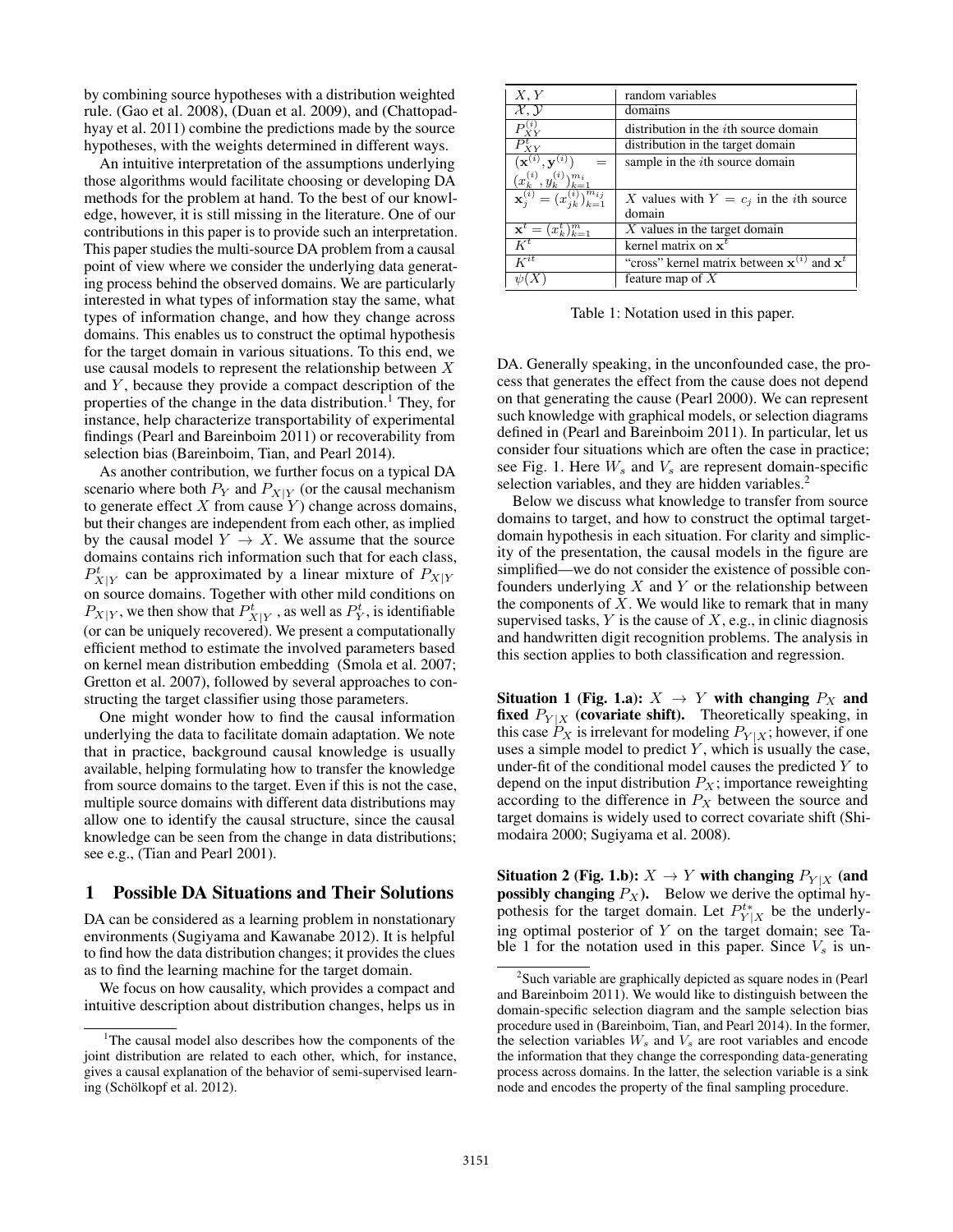by combining source hypotheses with a distribution weighted rule. (Gao et al. 2008), (Duan et al. 2009), and (Chattopadhyay et al. 2011) combine the predictions made by the source hypotheses, with the weights determined in different ways.

An intuitive interpretation of the assumptions underlying those algorithms would facilitate choosing or developing DA methods for the problem at hand. To the best of our knowledge, however, it is still missing in the literature. One of our contributions in this paper is to provide such an interpretation. This paper studies the multi-source DA problem from a causal point of view where we consider the underlying data generating process behind the observed domains. We are particularly interested in what types of information stay the same, what types of information change, and how they change across domains. This enables us to construct the optimal hypothesis for the target domain in various situations. To this end, we use causal models to represent the relationship between $X$ and $Y$, because they provide a compact description of the properties of the change in the data distribution.[1] They, for instance, help characterize transportability of experimental findings (Pearl and Bareinboim 2011) or recoverability from selection bias (Bareinboim, Tian, and Pearl 2014).

As another contribution, we further focus on a typical DA scenario where both $P_Y$ and $P_{X|Y}$ (or the causal mechanism to generate effect $X$ from cause $Y$) change across domains, but their changes are independent from each other, as implied by the causal model $Y \to X$. We assume that the source domains contains rich information such that for each class, $P^t_{X|Y}$ can be approximated by a linear mixture of $P_{X|Y}$ on source domains. Together with other mild conditions on $P_{X|Y}$, we then show that $P^t_{X|Y}$, as well as $P^t_Y$, is identifiable (or can be uniquely recovered). We present a computationally efficient method to estimate the involved parameters based on kernel mean distribution embedding (Smola et al. 2007; Gretton et al. 2007), followed by several approaches to constructing the target classifier using those parameters.

One might wonder how to find the causal information underlying the data to facilitate domain adaptation. We note that in practice, background causal knowledge is usually available, helping formulating how to transfer the knowledge from source domains to the target. Even if this is not the case, multiple source domains with different data distributions may allow one to identify the causal structure, since the causal knowledge can be seen from the change in data distributions; see e.g., (Tian and Pearl 2001).

## 1 Possible DA Situations and Their Solutions

DA can be considered as a learning problem in nonstationary environments (Sugiyama and Kawanabe 2012). It is helpful to find how the data distribution changes; it provides the clues as to find the learning machine for the target domain.

We focus on how causality, which provides a compact and intuitive description about distribution changes, helps us in DA. Generally speaking, in the unconfounded case, the process that generates the effect from the cause does not depend on that generating the cause (Pearl 2000). We can represent such knowledge with graphical models, or selection diagrams defined in (Pearl and Bareinboim 2011). In particular, let us consider four situations which are often the case in practice; see Fig. 1. Here $W_s$ and $V_s$ are represent domain-specific selection variables, and they are hidden variables.[2]

| | |
|---|---|
| $X, Y$ | random variables |
| $\mathcal{X}, \mathcal{Y}$ | domains |
| $P^{(i)}_{XY}$ | distribution in the $i$th source domain |
| $P^t_{XY}$ | distribution in the target domain |
| $(\mathbf{x}^{(i)}, \mathbf{y}^{(i)}) = (x^{(i)}_k, y^{(i)}_k)^{m_i}_{k=1}$ | sample in the $i$th source domain |
| $\mathbf{x}^{(i)}_j = (x^{(i)}_{jk})^{m_{ij}}_{k=1}$ | $X$ values with $Y = c_j$ in the $i$th source domain |
| $\mathbf{x}^t = (x^t_k)^m_{k=1}$ | $X$ values in the target domain |
| $K^t$ | kernel matrix on $\mathbf{x}^t$ |
| $K^{it}$ | "cross" kernel matrix between $\mathbf{x}^{(i)}$ and $\mathbf{x}^t$ |
| $\psi(X)$ | feature map of $X$ |

Table 1: Notation used in this paper.

Below we discuss what knowledge to transfer from source domains to target, and how to construct the optimal target-domain hypothesis in each situation. For clarity and simplicity of the presentation, the causal models in the figure are simplified—we do not consider the existence of possible confounders underlying $X$ and $Y$ or the relationship between the components of $X$. We would like to remark that in many supervised tasks, $Y$ is the cause of $X$, e.g., in clinic diagnosis and handwritten digit recognition problems. The analysis in this section applies to both classification and regression.

**Situation 1 (Fig. 1.a): $X \to Y$ with changing $P_X$ and fixed $P_{Y|X}$ (covariate shift).** Theoretically speaking, in this case $P_X$ is irrelevant for modeling $P_{Y|X}$; however, if one uses a simple model to predict $Y$, which is usually the case, under-fit of the conditional model causes the predicted $Y$ to depend on the input distribution $P_X$; importance reweighting according to the difference in $P_X$ between the source and target domains is widely used to correct covariate shift (Shimodaira 2000; Sugiyama et al. 2008).

**Situation 2 (Fig. 1.b): $X \to Y$ with changing $P_{Y|X}$ (and possibly changing $P_X$).** Below we derive the optimal hypothesis for the target domain. Let $P^{t*}_{Y|X}$ be the underlying optimal posterior of $Y$ on the target domain; see Table 1 for the notation used in this paper. Since $V_s$ is un-

[1] The causal model also describes how the components of the joint distribution are related to each other, which, for instance, gives a causal explanation of the behavior of semi-supervised learning (Schölkopf et al. 2012).

[2] Such variable are graphically depicted as square nodes in (Pearl and Bareinboim 2011). We would like to distinguish between the domain-specific selection diagram and the sample selection bias procedure used in (Bareinboim, Tian, and Pearl 2014). In the former, the selection variables $W_s$ and $V_s$ are root variables and encode the information that they change the corresponding data-generating process across domains. In the latter, the selection variable is a sink node and encodes the property of the final sampling procedure.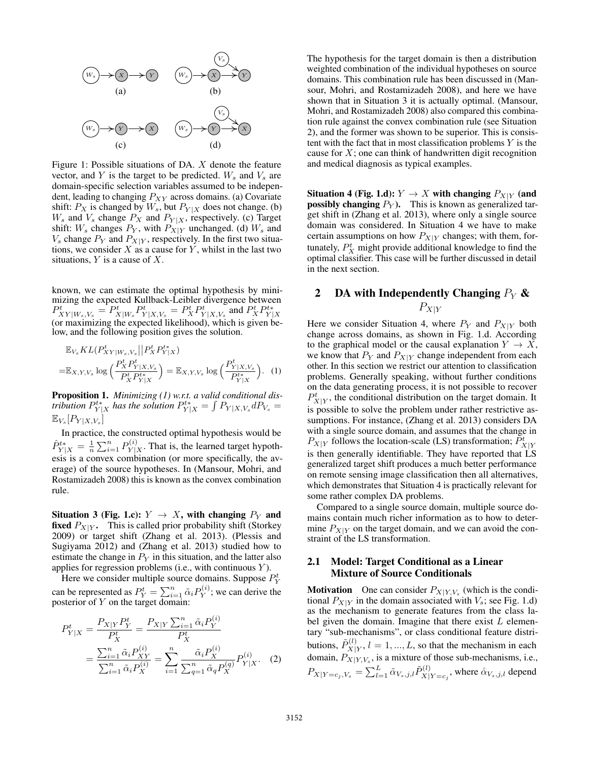Figure 1: Possible situations of DA. $X$ denote the feature vector, and $Y$ is the target to be predicted. $W_s$ and $V_s$ are domain-specific selection variables assumed to be independent, leading to changing $P_{XY}$ across domains. (a) Covariate shift: $P_X$ is changed by $W_s$, but $P_{Y|X}$ does not change. (b) $W_s$ and $V_s$ change $P_X$ and $P_{Y|X}$, respectively. (c) Target shift: $W_s$ changes $P_Y$, with $P_{Y|X}$ unchanged. (d) $W_s$ and $V_s$ change $P_Y$ and $P_{X|Y}$, respectively. In the first two situations, we consider $X$ as a cause for $Y$, whilst in the last two situations, $Y$ is a cause of $X$.

known, we can estimate the optimal hypothesis by minimizing the expected Kullback-Leibler divergence between $P^t_{XY|W_s,V_s} = P^t_{X|W_s} P^t_{Y|X,V_s} = P^t_X P^t_{Y|X,V_s}$ and $P^t_X P^{t*}_{Y|X}$ (or maximizing the expected likelihood), which is given below, and the following position gives the solution.

$$
\begin{aligned}
&\mathbb{E}_{V_s} KL(P^t_{XY|W_s,V_s} \big|\big| P^t_X P^{t*}_{Y|X}) \\
=&\mathbb{E}_{X,Y,V_s} \log\Big(\frac{P^t_X P^t_{Y|X,V_s}}{P^t_X P^{t*}_{Y|X}}\Big) = \mathbb{E}_{X,Y,V_s} \log\Big(\frac{P^t_{Y|X,V_s}}{P^{t*}_{Y|X}}\Big). \quad (1)
\end{aligned}
$$

**Proposition 1.** *Minimizing (1) w.r.t. a valid conditional distribution $P^{t*}_{Y|X}$ has the solution $P^{t*}_{Y|X} = \int P_{Y|X,V_s} dP_{V_s} = \mathbb{E}_{V_s}[P_{Y|X,V_s}]$*

In practice, the constructed optimal hypothesis would be $\hat{P}^{t*}_{Y|X} = \frac{1}{n}\sum_{i=1}^n P^{(i)}_{Y|X}$. That is, the learned target hypothesis is a convex combination (or more specifically, the average) of the source hypotheses. In (Mansour, Mohri, and Rostamizadeh 2008) this is known as the convex combination rule.

**Situation 3 (Fig. 1.c): $Y \to X$, with changing $P_Y$ and fixed $P_{X|Y}$.** This is called prior probability shift (Storkey 2009) or target shift (Zhang et al. 2013). (Plessis and Sugiyama 2012) and (Zhang et al. 2013) studied how to estimate the change in $P_Y$ in this situation, and the latter also applies for regression problems (i.e., with continuous $Y$).

Here we consider multiple source domains. Suppose $P^t_Y$ can be represented as $P^t_Y = \sum_{i=1}^n \tilde{\alpha}_i P^{(i)}_Y$; we can derive the posterior of $Y$ on the target domain:

$$
\begin{aligned}
P^t_{Y|X} &= \frac{P_{X|Y} P^t_Y}{P^t_X} = \frac{P_{X|Y} \sum_{i=1}^n \tilde{\alpha}_i P^{(i)}_Y}{P^t_X} \\
&= \frac{\sum_{i=1}^n \tilde{\alpha}_i P^{(i)}_{XY}}{\sum_{i=1}^n \tilde{\alpha}_i P^{(i)}_X} = \sum_{i=1}^n \frac{\tilde{\alpha}_i P^{(i)}_X}{\sum_{q=1}^n \tilde{\alpha}_q P^{(q)}_X} P^{(i)}_{Y|X}. \quad (2)
\end{aligned}
$$

The hypothesis for the target domain is then a distribution weighted combination of the individual hypotheses on source domains. This combination rule has been discussed in (Mansour, Mohri, and Rostamizadeh 2008), and here we have shown that in Situation 3 it is actually optimal. (Mansour, Mohri, and Rostamizadeh 2008) also compared this combination rule against the convex combination rule (see Situation 2), and the former was shown to be superior. This is consistent with the fact that in most classification problems $Y$ is the cause for $X$; one can think of handwritten digit recognition and medical diagnosis as typical examples.

**Situation 4 (Fig. 1.d): $Y \to X$ with changing $P_{X|Y}$ (and possibly changing $P_Y$).** This is known as generalized target shift in (Zhang et al. 2013), where only a single source domain was considered. In Situation 4 we have to make certain assumptions on how $P_{X|Y}$ changes; with them, fortunately, $P^t_X$ might provide additional knowledge to find the optimal classifier. This case will be further discussed in detail in the next section.

## 2 DA with Independently Changing $P_Y$ & $P_{X|Y}$

Here we consider Situation 4, where $P_Y$ and $P_{X|Y}$ both change across domains, as shown in Fig. 1.d. According to the graphical model or the causal explanation $Y \to X$, we know that $P_Y$ and $P_{X|Y}$ change independent from each other. In this section we restrict our attention to classification problems. Generally speaking, without further conditions on the data generating process, it is not possible to recover $P^t_{X|Y}$, the conditional distribution on the target domain. It is possible to solve the problem under rather restrictive assumptions. For instance, (Zhang et al. 2013) considers DA with a single source domain, and assumes that the change in $P_{X|Y}$ follows the location-scale (LS) transformation; $P^t_{X|Y}$ is then generally identifiable. They have reported that LS generalized target shift produces a much better performance on remote sensing image classification then all alternatives, which demonstrates that Situation 4 is practically relevant for some rather complex DA problems.

Compared to a single source domain, multiple source domains contain much richer information as to how to determine $P_{X|Y}$ on the target domain, and we can avoid the constraint of the LS transformation.

### 2.1 Model: Target Conditional as a Linear Mixture of Source Conditionals

**Motivation** One can consider $P_{X|Y,V_s}$ (which is the conditional $P_{X|Y}$ in the domain associated with $V_s$; see Fig. 1.d) as the mechanism to generate features from the class label given the domain. Imagine that there exist $L$ elementary "sub-mechanisms", or class conditional feature distributions, $\tilde{P}^{(l)}_{X|Y}$, $l = 1, ..., L$, so that the mechanism in each domain, $P_{X|Y,V_s}$, is a mixture of those sub-mechanisms, i.e., $P_{X|Y=c_j,V_s} = \sum_{l=1}^L \tilde{\alpha}_{V_s,j,l} \tilde{P}^{(l)}_{X|Y=c_j}$, where $\mathring{\alpha}_{V_s,j,l}$ depend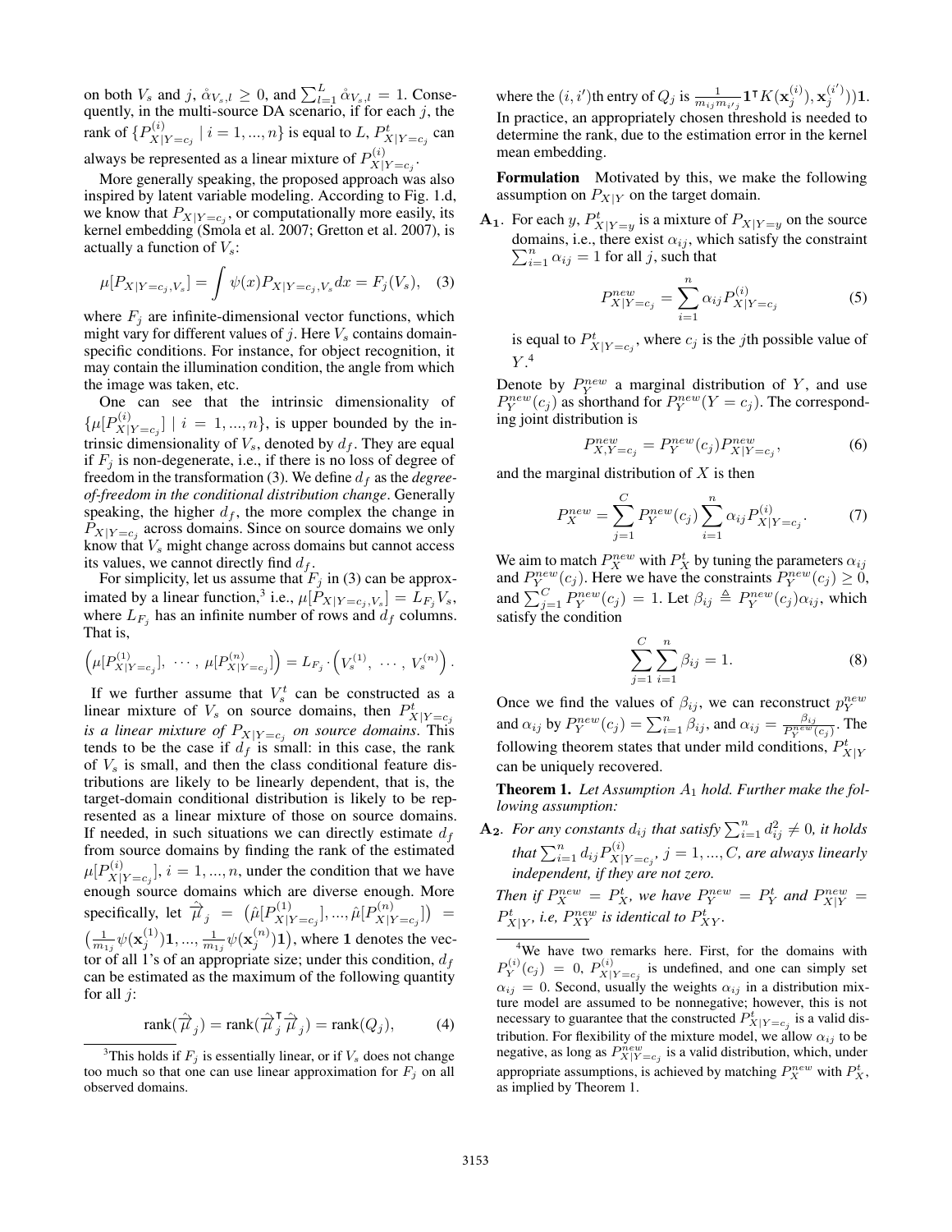on both $V_s$ and $j$, $\mathring{\alpha}_{V_s,l} \geq 0$, and $\sum_{l=1}^{L} \mathring{\alpha}_{V_s,l} = 1$. Consequently, in the multi-source DA scenario, if for each $j$, the rank of $\{P^{(i)}_{X|Y=c_j} \mid i = 1, ..., n\}$ is equal to $L$, $P^t_{X|Y=c_j}$ can always be represented as a linear mixture of $P^{(i)}_{X|Y=c_j}$.

More generally speaking, the proposed approach was also inspired by latent variable modeling. According to Fig. 1.d, we know that $P_{X|Y=c_j}$, or computationally more easily, its kernel embedding (Smola et al. 2007; Gretton et al. 2007), is actually a function of $V_s$:

$$\mu[P_{X|Y=c_j,V_s}] = \int \psi(x) P_{X|Y=c_j,V_s} dx = F_j(V_s), \quad (3)$$

where $F_j$ are infinite-dimensional vector functions, which might vary for different values of $j$. Here $V_s$ contains domain-specific conditions. For instance, for object recognition, it may contain the illumination condition, the angle from which the image was taken, etc.

One can see that the intrinsic dimensionality of $\{\mu[P^{(i)}_{X|Y=c_j}] \mid i = 1, ..., n\}$, is upper bounded by the intrinsic dimensionality of $V_s$, denoted by $d_f$. They are equal if $F_j$ is non-degenerate, i.e., if there is no loss of degree of freedom in the transformation (3). We define $d_f$ as the *degree-of-freedom in the conditional distribution change*. Generally speaking, the higher $d_f$, the more complex the change in $P_{X|Y=c_j}$ across domains. Since on source domains we only know that $V_s$ might change across domains but cannot access its values, we cannot directly find $d_f$.

For simplicity, let us assume that $F_j$ in (3) can be approximated by a linear function,[3] i.e., $\mu[P_{X|Y=c_j,V_s}] = L_{F_j} V_s$, where $L_{F_j}$ has an infinite number of rows and $d_f$ columns. That is,

$$\left(\mu[P^{(1)}_{X|Y=c_j}], \ \cdots, \ \mu[P^{(n)}_{X|Y=c_j}]\right) = L_{F_j} \cdot \left(V_s^{(1)}, \ \cdots, \ V_s^{(n)}\right).$$

If we further assume that $V_s^t$ can be constructed as a linear mixture of $V_s$ on source domains, then $P^t_{X|Y=c_j}$ *is a linear mixture of* $P_{X|Y=c_j}$ *on source domains*. This tends to be the case if $d_f$ is small: in this case, the rank of $V_s$ is small, and then the class conditional feature distributions are likely to be linearly dependent, that is, the target-domain conditional distribution is likely to be represented as a linear mixture of those on source domains. If needed, in such situations we can directly estimate $d_f$ from source domains by finding the rank of the estimated $\mu[P^{(i)}_{X|Y=c_j}]$, $i = 1, ..., n$, under the condition that we have enough source domains which are diverse enough. More specifically, let $\hat{\vec{\mu}}_j = \left(\hat{\mu}[P^{(1)}_{X|Y=c_j}], ..., \hat{\mu}[P^{(n)}_{X|Y=c_j}]\right) = \left(\frac{1}{m_{1j}}\psi(\mathbf{x}^{(1)}_j)\mathbf{1}, ..., \frac{1}{m_{1j}}\psi(\mathbf{x}^{(n)}_j)\mathbf{1}\right)$, where $\mathbf{1}$ denotes the vector of all 1's of an appropriate size; under this condition, $d_f$ can be estimated as the maximum of the following quantity for all $j$:

$$\text{rank}(\hat{\vec{\mu}}_j) = \text{rank}(\hat{\vec{\mu}}_j^\intercal \hat{\vec{\mu}}_j) = \text{rank}(Q_j), \quad (4)$$

where the $(i, i')$th entry of $Q_j$ is $\frac{1}{m_{ij} m_{i'j}} \mathbf{1}^\intercal K(\mathbf{x}^{(i)}_j), \mathbf{x}^{(i')}_j))\mathbf{1}$. In practice, an appropriately chosen threshold is needed to determine the rank, due to the estimation error in the kernel mean embedding.

**Formulation** Motivated by this, we make the following assumption on $P_{X|Y}$ on the target domain.

**$\mathbf{A_1}$**. For each $y$, $P^t_{X|Y=y}$ is a mixture of $P_{X|Y=y}$ on the source domains, i.e., there exist $\alpha_{ij}$, which satisfy the constraint $\sum_{i=1}^{n} \alpha_{ij} = 1$ for all $j$, such that

$$P^{new}_{X|Y=c_j} = \sum_{i=1}^{n} \alpha_{ij} P^{(i)}_{X|Y=c_j} \quad (5)$$

is equal to $P^t_{X|Y=c_j}$, where $c_j$ is the $j$th possible value of $Y$.[4]

Denote by $P^{new}_Y$ a marginal distribution of $Y$, and use $P^{new}_Y(c_j)$ as shorthand for $P^{new}_Y(Y = c_j)$. The corresponding joint distribution is

$$P^{new}_{X,Y=c_j} = P^{new}_Y(c_j) P^{new}_{X|Y=c_j}, \quad (6)$$

and the marginal distribution of $X$ is then

$$P^{new}_X = \sum_{j=1}^{C} P^{new}_Y(c_j) \sum_{i=1}^{n} \alpha_{ij} P^{(i)}_{X|Y=c_j}. \quad (7)$$

We aim to match $P^{new}_X$ with $P^t_X$ by tuning the parameters $\alpha_{ij}$ and $P^{new}_Y(c_j)$. Here we have the constraints $P^{new}_Y(c_j) \geq 0$, and $\sum_{j=1}^{C} P^{new}_Y(c_j) = 1$. Let $\beta_{ij} \triangleq P^{new}_Y(c_j)\alpha_{ij}$, which satisfy the condition

$$\sum_{j=1}^{C} \sum_{i=1}^{n} \beta_{ij} = 1. \quad (8)$$

Once we find the values of $\beta_{ij}$, we can reconstruct $p^{new}_Y$ and $\alpha_{ij}$ by $P^{new}_Y(c_j) = \sum_{i=1}^{n} \beta_{ij}$, and $\alpha_{ij} = \frac{\beta_{ij}}{P^{new}_Y(c_j)}$. The following theorem states that under mild conditions, $P^t_{X|Y}$ can be uniquely recovered.

**Theorem 1.** *Let Assumption $A_1$ hold. Further make the following assumption:*

**$\mathbf{A_2}$**. *For any constants $d_{ij}$ that satisfy $\sum_{i=1}^{n} d_{ij}^2 \neq 0$, it holds that $\sum_{i=1}^{n} d_{ij} P^{(i)}_{X|Y=c_j}$, $j = 1, ..., C$, are always linearly independent, if they are not zero.*

*Then if $P^{new}_X = P^t_X$, we have $P^{new}_Y = P^t_Y$ and $P^{new}_{X|Y} = P^t_{X|Y}$, i.e, $P^{new}_{XY}$ is identical to $P^t_{XY}$.*

---

[3] This holds if $F_j$ is essentially linear, or if $V_s$ does not change too much so that one can use linear approximation for $F_j$ on all observed domains.

[4] We have two remarks here. First, for the domains with $P^{(i)}_Y(c_j) = 0$, $P^{(i)}_{X|Y=c_j}$ is undefined, and one can simply set $\alpha_{ij} = 0$. Second, usually the weights $\alpha_{ij}$ in a distribution mixture model are assumed to be nonnegative; however, this is not necessary to guarantee that the constructed $P^t_{X|Y=c_j}$ is a valid distribution. For flexibility of the mixture model, we allow $\alpha_{ij}$ to be negative, as long as $P^{new}_{X|Y=c_j}$ is a valid distribution, which, under appropriate assumptions, is achieved by matching $P^{new}_X$ with $P^t_X$, as implied by Theorem 1.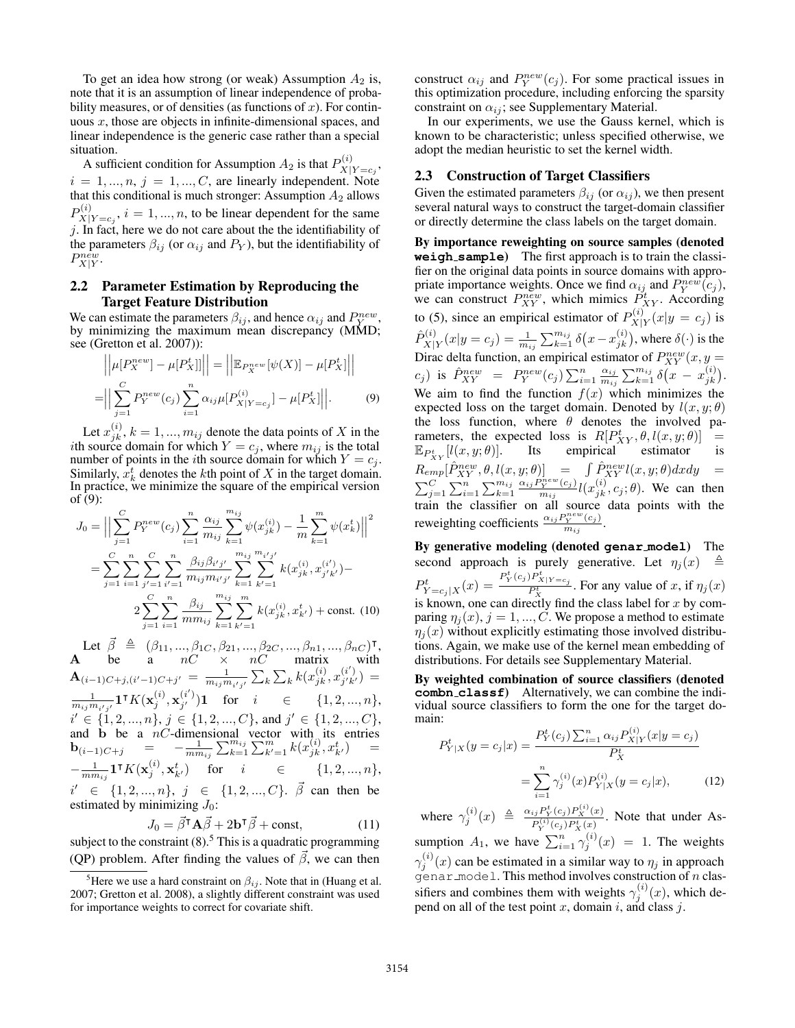To get an idea how strong (or weak) Assumption $A_2$ is, note that it is an assumption of linear independence of probability measures, or of densities (as functions of $x$). For continuous $x$, those are objects in infinite-dimensional spaces, and linear independence is the generic case rather than a special situation.

A sufficient condition for Assumption $A_2$ is that $P^{(i)}_{X|Y=c_j}$, $i = 1, ..., n$, $j = 1, ..., C$, are linearly independent. Note that this conditional is much stronger: Assumption $A_2$ allows $P^{(i)}_{X|Y=c_j}$, $i = 1, ..., n$, to be linear dependent for the same $j$. In fact, here we do not care about the the identifiability of the parameters $\beta_{ij}$ (or $\alpha_{ij}$ and $P_Y$), but the identifiability of $P^{new}_{X|Y}$.

## 2.2 Parameter Estimation by Reproducing the Target Feature Distribution

We can estimate the parameters $\beta_{ij}$, and hence $\alpha_{ij}$ and $P^{new}_Y$, by minimizing the maximum mean discrepancy (MMD; see (Gretton et al. 2007)):

$$
\begin{aligned}
&\left|\left|\mu[P^{new}_X] - \mu[P^t_X]\right|\right| = \left|\left|\mathbb{E}_{P^{new}_X}[\psi(X)] - \mu[P^t_X]\right|\right| \\
=&\left|\left| \sum_{j=1}^{C} P^{new}_Y(c_j) \sum_{i=1}^{n} \alpha_{ij}\mu[P^{(i)}_{X|Y=c_j}] - \mu[P^t_X]\right|\right|. \qquad (9)
\end{aligned}
$$

Let $x^{(i)}_{jk}$, $k = 1, ..., m_{ij}$ denote the data points of $X$ in the $i$th source domain for which $Y = c_j$, where $m_{ij}$ is the total number of points in the $i$th source domain for which $Y = c_j$. Similarly, $x^t_k$ denotes the $k$th point of $X$ in the target domain. In practice, we minimize the square of the empirical version of (9):

$$
\begin{aligned}
J_0 &= \Big|\Big| \sum_{j=1}^{C} P^{new}_Y(c_j) \sum_{i=1}^{n} \frac{\alpha_{ij}}{m_{ij}} \sum_{k=1}^{m_{ij}} \psi(x^{(i)}_{jk}) - \frac{1}{m}\sum_{k=1}^{m}\psi(x^t_k)\Big|\Big|^2 \\
&= \sum_{j=1}^{C}\sum_{i=1}^{n}\sum_{j'=1}^{C}\sum_{i'=1}^{n} \frac{\beta_{ij}\beta_{i'j'}}{m_{ij}m_{i'j'}} \sum_{k=1}^{m_{ij}}\sum_{k'=1}^{m_{i'j'}} k(x^{(i)}_{jk}, x^{(i')}_{j'k'}) - \\
&\qquad 2\sum_{j=1}^{C}\sum_{i=1}^{n} \frac{\beta_{ij}}{m m_{ij}} \sum_{k=1}^{m_{ij}}\sum_{k'=1}^{m} k(x^{(i)}_{jk}, x^t_{k'}) + \text{const.} \qquad (10)
\end{aligned}
$$

Let $\vec{\beta} \triangleq (\beta_{11}, ..., \beta_{1C}, \beta_{21}, ..., \beta_{2C}, ..., \beta_{n1}, ..., \beta_{nC})^\intercal$, $\mathbf{A}$ be a $nC \times nC$ matrix with $\mathbf{A}_{(i-1)C+j,(i'-1)C+j'} = \frac{1}{m_{ij}m_{i'j'}}\sum_k\sum_k k(x^{(i)}_{jk}, x^{(i')}_{j'k'}) = \frac{1}{m_{ij}m_{i'j'}}\mathbf{1}^\intercal K(\mathbf{x}^{(i)}_j, \mathbf{x}^{(i')}_{j'})\mathbf{1}$ for $i \in \{1, 2, ..., n\}$, $i' \in \{1, 2, ..., n\}$, $j \in \{1, 2, ..., C\}$, and $j' \in \{1, 2, ..., C\}$, and $\mathbf{b}$ be a $nC$-dimensional vector with its entries $\mathbf{b}_{(i-1)C+j} = -\frac{1}{mm_{ij}}\sum_{k=1}^{m_{ij}}\sum_{k'=1}^{m} k(x^{(i)}_{jk}, x^t_{k'}) = -\frac{1}{mm_{ij}}\mathbf{1}^\intercal K(\mathbf{x}^{(i)}_j, \mathbf{x}^t_{k'})$ for $i \in \{1, 2, ..., n\}$, $i' \in \{1, 2, ..., n\}$, $j \in \{1, 2, ..., C\}$. $\vec{\beta}$ can then be estimated by minimizing $J_0$:

$$
J_0 = \vec{\beta}^\intercal\mathbf{A}\vec{\beta} + 2\mathbf{b}^\intercal\vec{\beta} + \text{const}, \qquad (11)
$$

subject to the constraint (8).[5] This is a quadratic programming (QP) problem. After finding the values of $\vec{\beta}$, we can then construct $\alpha_{ij}$ and $P^{new}_Y(c_j)$. For some practical issues in this optimization procedure, including enforcing the sparsity constraint on $\alpha_{ij}$; see Supplementary Material.

In our experiments, we use the Gauss kernel, which is known to be characteristic; unless specified otherwise, we adopt the median heuristic to set the kernel width.

[5] Here we use a hard constraint on $\beta_{ij}$. Note that in (Huang et al. 2007; Gretton et al. 2008), a slightly different constraint was used for importance weights to correct for covariate shift.

## 2.3 Construction of Target Classifiers

Given the estimated parameters $\beta_{ij}$ (or $\alpha_{ij}$), we then present several natural ways to construct the target-domain classifier or directly determine the class labels on the target domain.

**By importance reweighting on source samples (denoted `weigh_sample`)** The first approach is to train the classifier on the original data points in source domains with appropriate importance weights. Once we find $\alpha_{ij}$ and $P^{new}_Y(c_j)$, we can construct $P^{new}_{XY}$, which mimics $P^t_{XY}$. According to (5), since an empirical estimator of $P^{(i)}_{X|Y}(x|y = c_j)$ is $\hat{P}^{(i)}_{X|Y}(x|y = c_j) = \frac{1}{m_{ij}}\sum_{k=1}^{m_{ij}}\delta\big(x - x^{(i)}_{jk}\big)$, where $\delta(\cdot)$ is the Dirac delta function, an empirical estimator of $P^{new}_{XY}(x, y = c_j)$ is $\hat{P}^{new}_{XY} = P^{new}_Y(c_j)\sum_{i=1}^{n}\frac{\alpha_{ij}}{m_{ij}}\sum_{k=1}^{m_{ij}}\delta\big(x - x^{(i)}_{jk}\big)$. We aim to find the function $f(x)$ which minimizes the expected loss on the target domain. Denoted by $l(x, y; \theta)$ the loss function, where $\theta$ denotes the involved parameters, the expected loss is $R[P^t_{XY}, \theta, l(x, y; \theta)] = \mathbb{E}_{P^t_{XY}}[l(x, y; \theta)]$. Its empirical estimator is $R_{emp}[\hat{P}^{new}_{XY}, \theta, l(x, y; \theta)] = \int \hat{P}^{new}_{XY} l(x, y; \theta)dxdy = \sum_{j=1}^{C}\sum_{i=1}^{n}\sum_{k=1}^{m_{ij}}\frac{\alpha_{ij}P^{new}_Y(c_j)}{m_{ij}} l(x^{(i)}_{jk}, c_j; \theta)$. We can then train the classifier on all source data points with the reweighting coefficients $\frac{\alpha_{ij}P^{new}_Y(c_j)}{m_{ij}}$.

**By generative modeling (denoted `genar_model`)** The second approach is purely generative. Let $\eta_j(x) \triangleq P^t_{Y=c_j|X}(x) = \frac{P^t_Y(c_j)P^t_{X|Y=c_j}}{P^t_X}$. For any value of $x$, if $\eta_j(x)$ is known, one can directly find the class label for $x$ by comparing $\eta_j(x)$, $j = 1, ..., C$. We propose a method to estimate $\eta_j(x)$ without explicitly estimating those involved distributions. Again, we make use of the kernel mean embedding of distributions. For details see Supplementary Material.

**By weighted combination of source classifiers (denoted `combn_classf`)** Alternatively, we can combine the individual source classifiers to form the one for the target domain:

$$
\begin{aligned}
P^t_{Y|X}(y = c_j|x) &= \frac{P^t_Y(c_j)\sum_{i=1}^{n}\alpha_{ij}P^{(i)}_{X|Y}(x|y = c_j)}{P^t_X} \\
&= \sum_{i=1}^{n}\gamma^{(i)}_j(x)P^{(i)}_{Y|X}(y = c_j|x), \qquad (12)
\end{aligned}
$$

where $\gamma^{(i)}_j(x) \triangleq \frac{\alpha_{ij}P^t_Y(c_j)P^{(i)}_X(x)}{P^{(i)}_Y(c_j)P^t_X(x)}$. Note that under Assumption $A_1$, we have $\sum_{i=1}^{n}\gamma^{(i)}_j(x) = 1$. The weights $\gamma^{(i)}_j(x)$ can be estimated in a similar way to $\eta_j$ in approach `genar_model`. This method involves construction of $n$ classifiers and combines them with weights $\gamma^{(i)}_j(x)$, which depend on all of the test point $x$, domain $i$, and class $j$.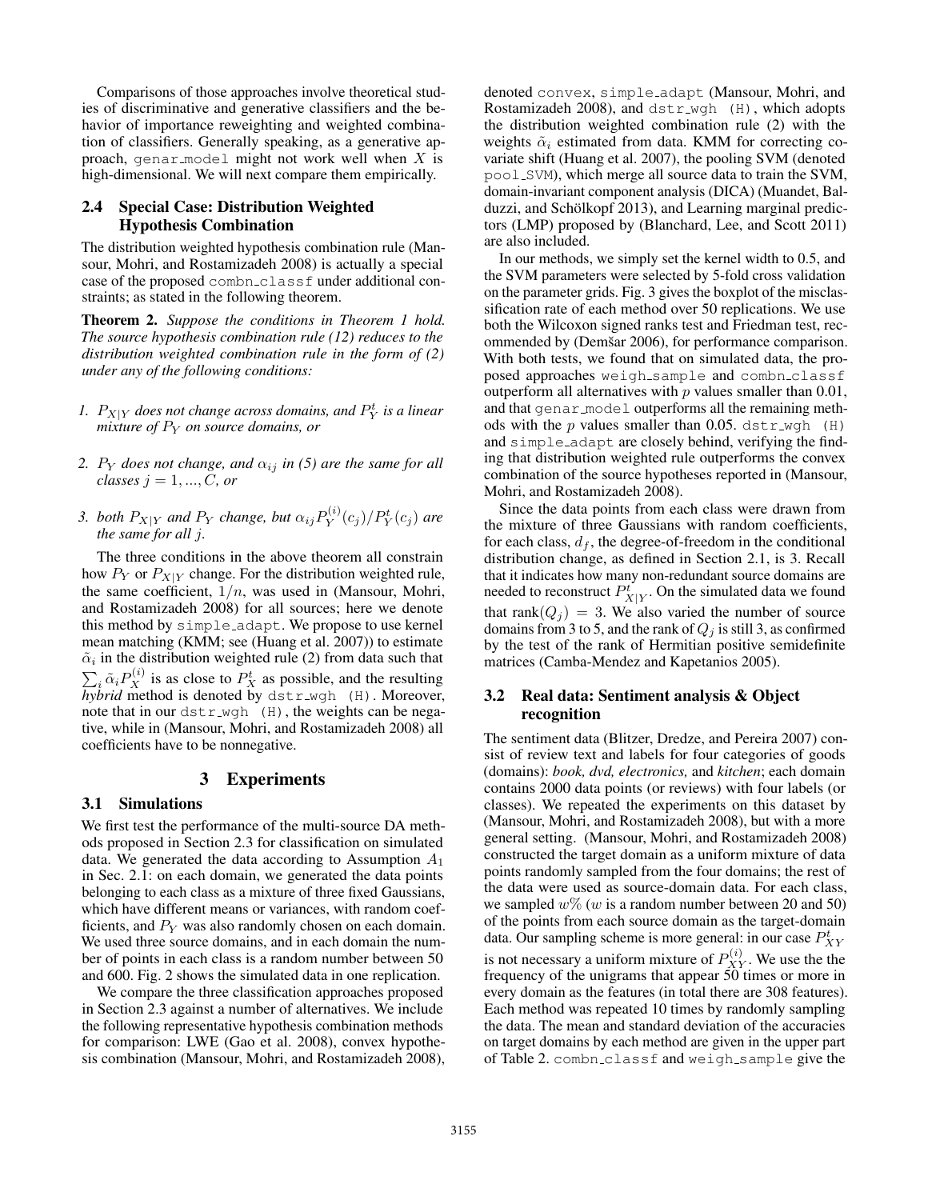Comparisons of those approaches involve theoretical studies of discriminative and generative classifiers and the behavior of importance reweighting and weighted combination of classifiers. Generally speaking, as a generative approach, genar_model might not work well when $X$ is high-dimensional. We will next compare them empirically.

## 2.4 Special Case: Distribution Weighted Hypothesis Combination

The distribution weighted hypothesis combination rule (Mansour, Mohri, and Rostamizadeh 2008) is actually a special case of the proposed combn_classf under additional constraints; as stated in the following theorem.

**Theorem 2.** *Suppose the conditions in Theorem 1 hold. The source hypothesis combination rule (12) reduces to the distribution weighted combination rule in the form of (2) under any of the following conditions:*

1. *$P_{X|Y}$ does not change across domains, and $P_Y^t$ is a linear mixture of $P_Y$ on source domains, or*
2. *$P_Y$ does not change, and $\alpha_{ij}$ in (5) are the same for all classes $j = 1, ..., C$, or*
3. *both $P_{X|Y}$ and $P_Y$ change, but $\alpha_{ij} P_Y^{(i)}(c_j)/P_Y^t(c_j)$ are the same for all $j$.*

The three conditions in the above theorem all constrain how $P_Y$ or $P_{X|Y}$ change. For the distribution weighted rule, the same coefficient, $1/n$, was used in (Mansour, Mohri, and Rostamizadeh 2008) for all sources; here we denote this method by simple_adapt. We propose to use kernel mean matching (KMM; see (Huang et al. 2007)) to estimate $\tilde{\alpha}_i$ in the distribution weighted rule (2) from data such that $\sum_i \tilde{\alpha}_i P_X^{(i)}$ is as close to $P_X^t$ as possible, and the resulting *hybrid* method is denoted by dstr_wgh (H). Moreover, note that in our dstr_wgh (H), the weights can be negative, while in (Mansour, Mohri, and Rostamizadeh 2008) all coefficients have to be nonnegative.

# 3 Experiments

## 3.1 Simulations

We first test the performance of the multi-source DA methods proposed in Section 2.3 for classification on simulated data. We generated the data according to Assumption $A_1$ in Sec. 2.1: on each domain, we generated the data points belonging to each class as a mixture of three fixed Gaussians, which have different means or variances, with random coefficients, and $P_Y$ was also randomly chosen on each domain. We used three source domains, and in each domain the number of points in each class is a random number between 50 and 600. Fig. 2 shows the simulated data in one replication.

We compare the three classification approaches proposed in Section 2.3 against a number of alternatives. We include the following representative hypothesis combination methods for comparison: LWE (Gao et al. 2008), convex hypothesis combination (Mansour, Mohri, and Rostamizadeh 2008), denoted convex, simple_adapt (Mansour, Mohri, and Rostamizadeh 2008), and dstr_wgh (H), which adopts the distribution weighted combination rule (2) with the weights $\tilde{\alpha}_i$ estimated from data. KMM for correcting covariate shift (Huang et al. 2007), the pooling SVM (denoted pool_SVM), which merge all source data to train the SVM, domain-invariant component analysis (DICA) (Muandet, Balduzzi, and Schölkopf 2013), and Learning marginal predictors (LMP) proposed by (Blanchard, Lee, and Scott 2011) are also included.

In our methods, we simply set the kernel width to 0.5, and the SVM parameters were selected by 5-fold cross validation on the parameter grids. Fig. 3 gives the boxplot of the misclassification rate of each method over 50 replications. We use both the Wilcoxon signed ranks test and Friedman test, recommended by (Demšar 2006), for performance comparison. With both tests, we found that on simulated data, the proposed approaches weigh_sample and combn_classf outperform all alternatives with $p$ values smaller than 0.01, and that genar_model outperforms all the remaining methods with the $p$ values smaller than 0.05. dstr_wgh (H) and simple_adapt are closely behind, verifying the finding that distribution weighted rule outperforms the convex combination of the source hypotheses reported in (Mansour, Mohri, and Rostamizadeh 2008).

Since the data points from each class were drawn from the mixture of three Gaussians with random coefficients, for each class, $d_f$, the degree-of-freedom in the conditional distribution change, as defined in Section 2.1, is 3. Recall that it indicates how many non-redundant source domains are needed to reconstruct $P_{X|Y}^t$. On the simulated data we found that $\text{rank}(Q_j) = 3$. We also varied the number of source domains from 3 to 5, and the rank of $Q_j$ is still 3, as confirmed by the test of the rank of Hermitian positive semidefinite matrices (Camba-Mendez and Kapetanios 2005).

## 3.2 Real data: Sentiment analysis & Object recognition

The sentiment data (Blitzer, Dredze, and Pereira 2007) consist of review text and labels for four categories of goods (domains): *book, dvd, electronics,* and *kitchen*; each domain contains 2000 data points (or reviews) with four labels (or classes). We repeated the experiments on this dataset by (Mansour, Mohri, and Rostamizadeh 2008), but with a more general setting. (Mansour, Mohri, and Rostamizadeh 2008) constructed the target domain as a uniform mixture of data points randomly sampled from the four domains; the rest of the data were used as source-domain data. For each class, we sampled $w\%$ ($w$ is a random number between 20 and 50) of the points from each source domain as the target-domain data. Our sampling scheme is more general: in our case $P_{XY}^t$ is not necessary a uniform mixture of $P_{XY}^{(i)}$. We use the the frequency of the unigrams that appear 50 times or more in every domain as the features (in total there are 308 features). Each method was repeated 10 times by randomly sampling the data. The mean and standard deviation of the accuracies on target domains by each method are given in the upper part of Table 2. combn_classf and weigh_sample give the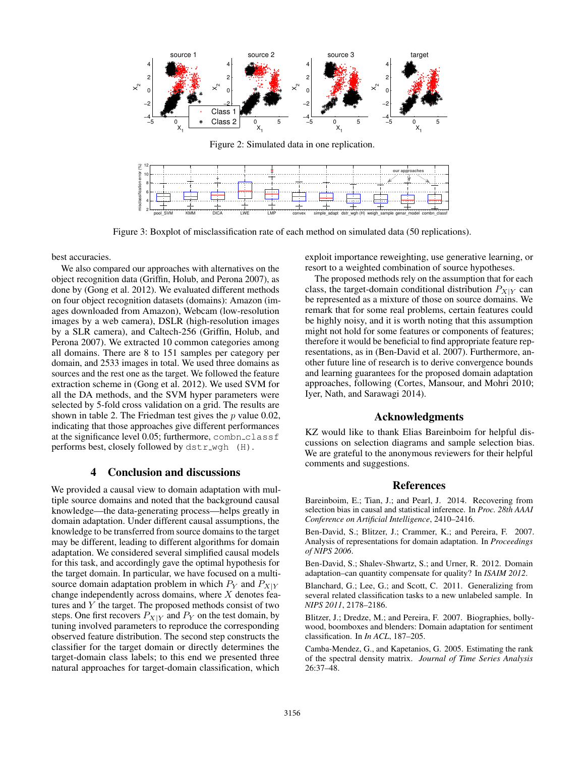Figure 2: Simulated data in one replication.

Figure 3: Boxplot of misclassification rate of each method on simulated data (50 replications).

best accuracies.

We also compared our approaches with alternatives on the object recognition data (Griffin, Holub, and Perona 2007), as done by (Gong et al. 2012). We evaluated different methods on four object recognition datasets (domains): Amazon (images downloaded from Amazon), Webcam (low-resolution images by a web camera), DSLR (high-resolution images by a SLR camera), and Caltech-256 (Griffin, Holub, and Perona 2007). We extracted 10 common categories among all domains. There are 8 to 151 samples per category per domain, and 2533 images in total. We used three domains as sources and the rest one as the target. We followed the feature extraction scheme in (Gong et al. 2012). We used SVM for all the DA methods, and the SVM hyper parameters were selected by 5-fold cross validation on a grid. The results are shown in table 2. The Friedman test gives the $p$ value 0.02, indicating that those approaches give different performances at the significance level 0.05; furthermore, `combn_classf` performs best, closely followed by `dstr_wgh (H)`.

## 4 Conclusion and discussions

We provided a causal view to domain adaptation with multiple source domains and noted that the background causal knowledge—the data-generating process—helps greatly in domain adaptation. Under different causal assumptions, the knowledge to be transferred from source domains to the target may be different, leading to different algorithms for domain adaptation. We considered several simplified causal models for this task, and accordingly gave the optimal hypothesis for the target domain. In particular, we have focused on a multi-source domain adaptation problem in which $P_Y$ and $P_{X|Y}$ change independently across domains, where $X$ denotes features and $Y$ the target. The proposed methods consist of two steps. One first recovers $P_{X|Y}$ and $P_Y$ on the test domain, by tuning involved parameters to reproduce the corresponding observed feature distribution. The second step constructs the classifier for the target domain or directly determines the target-domain class labels; to this end we presented three natural approaches for target-domain classification, which exploit importance reweighting, use generative learning, or resort to a weighted combination of source hypotheses.

The proposed methods rely on the assumption that for each class, the target-domain conditional distribution $P_{X|Y}$ can be represented as a mixture of those on source domains. We remark that for some real problems, certain features could be highly noisy, and it is worth noting that this assumption might not hold for some features or components of features; therefore it would be beneficial to find appropriate feature representations, as in (Ben-David et al. 2007). Furthermore, another future line of research is to derive convergence bounds and learning guarantees for the proposed domain adaptation approaches, following (Cortes, Mansour, and Mohri 2010; Iyer, Nath, and Sarawagi 2014).

## Acknowledgments

KZ would like to thank Elias Bareinboim for helpful discussions on selection diagrams and sample selection bias. We are grateful to the anonymous reviewers for their helpful comments and suggestions.

## References

Bareinboim, E.; Tian, J.; and Pearl, J. 2014. Recovering from selection bias in causal and statistical inference. In *Proc. 28th AAAI Conference on Artificial Intelligence*, 2410–2416.

Ben-David, S.; Blitzer, J.; Crammer, K.; and Pereira, F. 2007. Analysis of representations for domain adaptation. In *Proceedings of NIPS 2006*.

Ben-David, S.; Shalev-Shwartz, S.; and Urner, R. 2012. Domain adaptation–can quantity compensate for quality? In *ISAIM 2012*.

Blanchard, G.; Lee, G.; and Scott, C. 2011. Generalizing from several related classification tasks to a new unlabeled sample. In *NIPS 2011*, 2178–2186.

Blitzer, J.; Dredze, M.; and Pereira, F. 2007. Biographies, bollywood, boomboxes and blenders: Domain adaptation for sentiment classification. In *In ACL*, 187–205.

Camba-Mendez, G., and Kapetanios, G. 2005. Estimating the rank of the spectral density matrix. *Journal of Time Series Analysis* 26:37–48.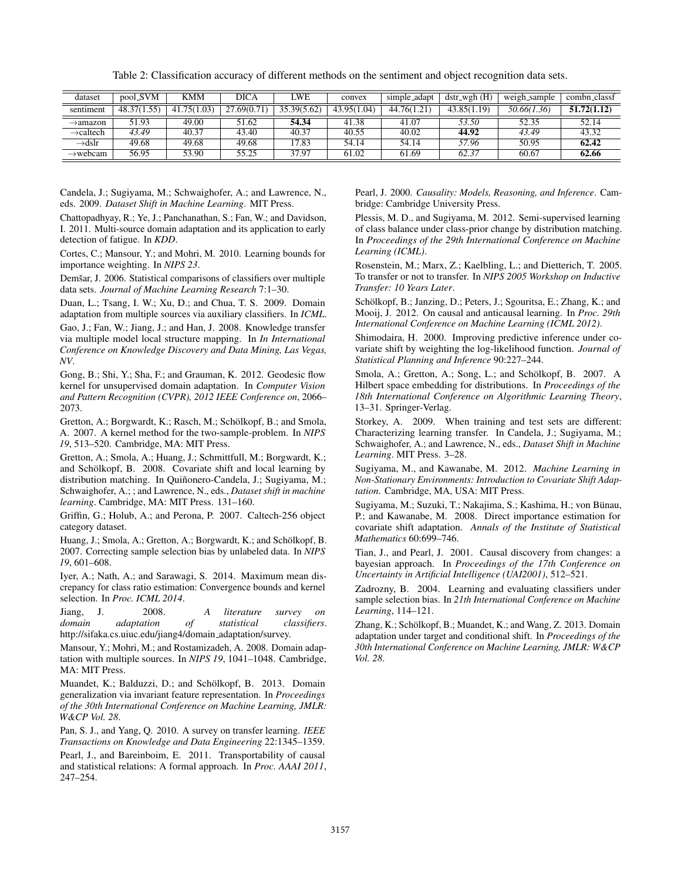Table 2: Classification accuracy of different methods on the sentiment and object recognition data sets.

| dataset | pool_SVM | KMM | DICA | LWE | convex | simple_adapt | dstr_wgh (H) | weigh_sample | combn_classf |
|---|---|---|---|---|---|---|---|---|---|
| sentiment | 48.37(1.55) | 41.75(1.03) | 27.69(0.71) | 35.39(5.62) | 43.95(1.04) | 44.76(1.21) | 43.85(1.19) | *50.66(1.36)* | **51.72(1.12)** |
| →amazon | 51.93 | 49.00 | 51.62 | **54.34** | 41.38 | 41.07 | *53.50* | 52.35 | 52.14 |
| →caltech | *43.49* | 40.37 | 43.40 | 40.37 | 40.55 | 40.02 | **44.92** | *43.49* | 43.32 |
| →dslr | 49.68 | 49.68 | 49.68 | 17.83 | 54.14 | 54.14 | *57.96* | 50.95 | **62.42** |
| →webcam | 56.95 | 53.90 | 55.25 | 37.97 | 61.02 | 61.69 | *62.37* | 60.67 | **62.66** |

Candela, J.; Sugiyama, M.; Schwaighofer, A.; and Lawrence, N., eds. 2009. *Dataset Shift in Machine Learning*. MIT Press.

Chattopadhyay, R.; Ye, J.; Panchanathan, S.; Fan, W.; and Davidson, I. 2011. Multi-source domain adaptation and its application to early detection of fatigue. In *KDD*.

Cortes, C.; Mansour, Y.; and Mohri, M. 2010. Learning bounds for importance weighting. In *NIPS 23*.

Demšar, J. 2006. Statistical comparisons of classifiers over multiple data sets. *Journal of Machine Learning Research* 7:1–30.

Duan, L.; Tsang, I. W.; Xu, D.; and Chua, T. S. 2009. Domain adaptation from multiple sources via auxiliary classifiers. In *ICML*.

Gao, J.; Fan, W.; Jiang, J.; and Han, J. 2008. Knowledge transfer via multiple model local structure mapping. In *In International Conference on Knowledge Discovery and Data Mining, Las Vegas, NV*.

Gong, B.; Shi, Y.; Sha, F.; and Grauman, K. 2012. Geodesic flow kernel for unsupervised domain adaptation. In *Computer Vision and Pattern Recognition (CVPR), 2012 IEEE Conference on*, 2066–2073.

Gretton, A.; Borgwardt, K.; Rasch, M.; Schölkopf, B.; and Smola, A. 2007. A kernel method for the two-sample-problem. In *NIPS 19*, 513–520. Cambridge, MA: MIT Press.

Gretton, A.; Smola, A.; Huang, J.; Schmittfull, M.; Borgwardt, K.; and Schölkopf, B. 2008. Covariate shift and local learning by distribution matching. In Quiñonero-Candela, J.; Sugiyama, M.; Schwaighofer, A.; ; and Lawrence, N., eds., *Dataset shift in machine learning*. Cambridge, MA: MIT Press. 131–160.

Griffin, G.; Holub, A.; and Perona, P. 2007. Caltech-256 object category dataset.

Huang, J.; Smola, A.; Gretton, A.; Borgwardt, K.; and Schölkopf, B. 2007. Correcting sample selection bias by unlabeled data. In *NIPS 19*, 601–608.

Iyer, A.; Nath, A.; and Sarawagi, S. 2014. Maximum mean discrepancy for class ratio estimation: Convergence bounds and kernel selection. In *Proc. ICML 2014*.

Jiang, J. 2008. *A literature survey on domain adaptation of statistical classifiers*. http://sifaka.cs.uiuc.edu/jiang4/domain_adaptation/survey.

Mansour, Y.; Mohri, M.; and Rostamizadeh, A. 2008. Domain adaptation with multiple sources. In *NIPS 19*, 1041–1048. Cambridge, MA: MIT Press.

Muandet, K.; Balduzzi, D.; and Schölkopf, B. 2013. Domain generalization via invariant feature representation. In *Proceedings of the 30th International Conference on Machine Learning, JMLR: W&CP Vol. 28*.

Pan, S. J., and Yang, Q. 2010. A survey on transfer learning. *IEEE Transactions on Knowledge and Data Engineering* 22:1345–1359.

Pearl, J., and Bareinboim, E. 2011. Transportability of causal and statistical relations: A formal approach. In *Proc. AAAI 2011*, 247–254.

Pearl, J. 2000. *Causality: Models, Reasoning, and Inference*. Cambridge: Cambridge University Press.

Plessis, M. D., and Sugiyama, M. 2012. Semi-supervised learning of class balance under class-prior change by distribution matching. In *Proceedings of the 29th International Conference on Machine Learning (ICML)*.

Rosenstein, M.; Marx, Z.; Kaelbling, L.; and Dietterich, T. 2005. To transfer or not to transfer. In *NIPS 2005 Workshop on Inductive Transfer: 10 Years Later*.

Schölkopf, B.; Janzing, D.; Peters, J.; Sgouritsa, E.; Zhang, K.; and Mooij, J. 2012. On causal and anticausal learning. In *Proc. 29th International Conference on Machine Learning (ICML 2012)*.

Shimodaira, H. 2000. Improving predictive inference under covariate shift by weighting the log-likelihood function. *Journal of Statistical Planning and Inference* 90:227–244.

Smola, A.; Gretton, A.; Song, L.; and Schölkopf, B. 2007. A Hilbert space embedding for distributions. In *Proceedings of the 18th International Conference on Algorithmic Learning Theory*, 13–31. Springer-Verlag.

Storkey, A. 2009. When training and test sets are different: Characterizing learning transfer. In Candela, J.; Sugiyama, M.; Schwaighofer, A.; and Lawrence, N., eds., *Dataset Shift in Machine Learning*. MIT Press. 3–28.

Sugiyama, M., and Kawanabe, M. 2012. *Machine Learning in Non-Stationary Environments: Introduction to Covariate Shift Adaptation*. Cambridge, MA, USA: MIT Press.

Sugiyama, M.; Suzuki, T.; Nakajima, S.; Kashima, H.; von Bünau, P.; and Kawanabe, M. 2008. Direct importance estimation for covariate shift adaptation. *Annals of the Institute of Statistical Mathematics* 60:699–746.

Tian, J., and Pearl, J. 2001. Causal discovery from changes: a bayesian approach. In *Proceedings of the 17th Conference on Uncertainty in Artificial Intelligence (UAI2001)*, 512–521.

Zadrozny, B. 2004. Learning and evaluating classifiers under sample selection bias. In *21th International Conference on Machine Learning*, 114–121.

Zhang, K.; Schölkopf, B.; Muandet, K.; and Wang, Z. 2013. Domain adaptation under target and conditional shift. In *Proceedings of the 30th International Conference on Machine Learning, JMLR: W&CP Vol. 28*.